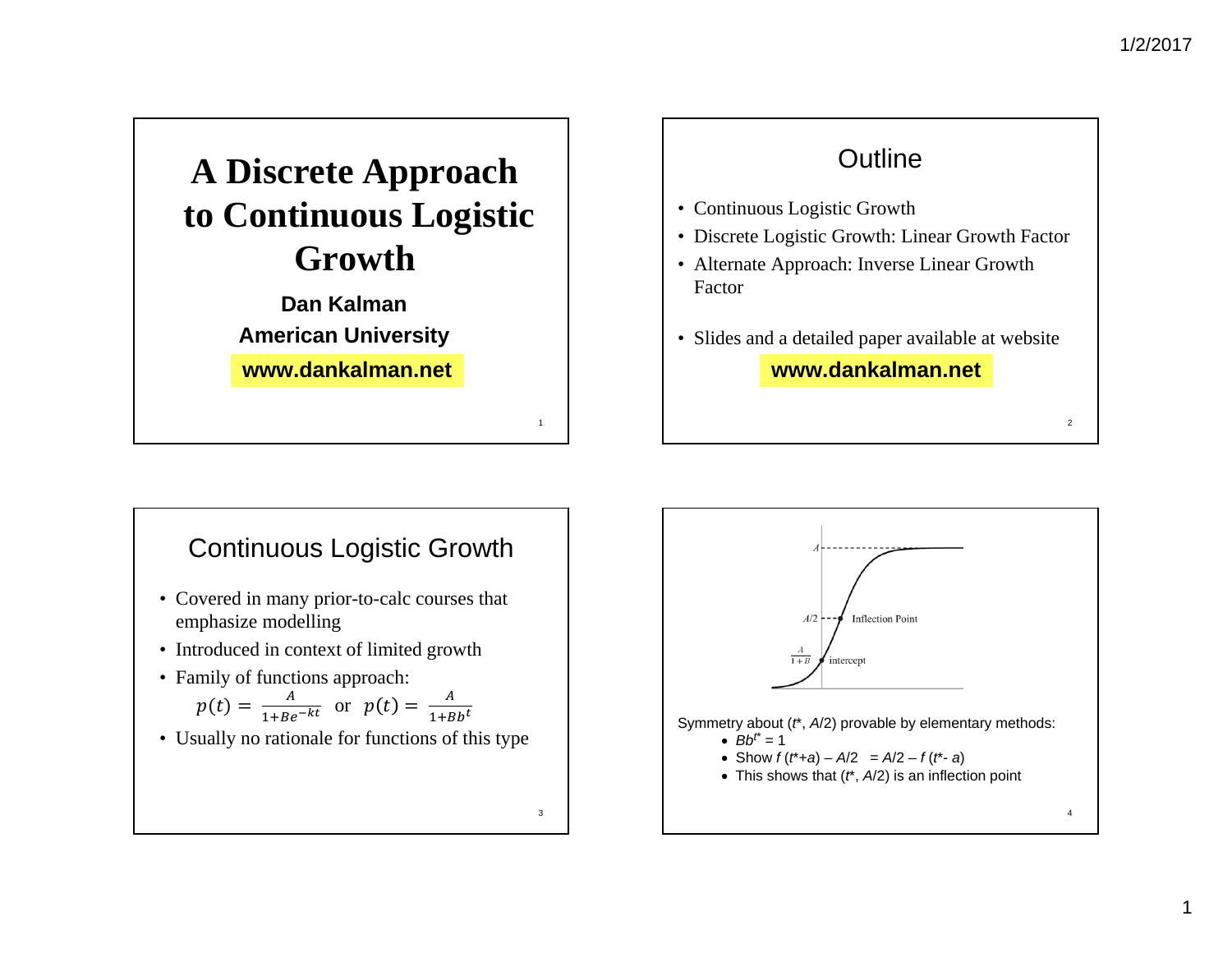# A Discrete Approach to Continuous Logistic Growth

**Dan Kalman**

**American University**

**www.dankalman.net**

## Outline

- Continuous Logistic Growth
- Discrete Logistic Growth: Linear Growth Factor
- Alternate Approach: Inverse Linear Growth Factor
- Slides and a detailed paper available at website

**www.dankalman.net**

## Continuous Logistic Growth

- Covered in many prior-to-calc courses that emphasize modelling
- Introduced in context of limited growth
- Family of functions approach:

  $p(t) = \frac{A}{1+Be^{-kt}}$ or $p(t) = \frac{A}{1+Bb^{t}}$
- Usually no rationale for functions of this type

---

$A$

$A/2$ — Inflection Point

$\frac{A}{1+B}$ — intercept

Symmetry about ($t^*$, $A/2$) provable by elementary methods:

- $Bb^{t^*} = 1$
- Show $f(t^*+a) - A/2 = A/2 - f(t^*-a)$
- This shows that ($t^*$, $A/2$) is an inflection point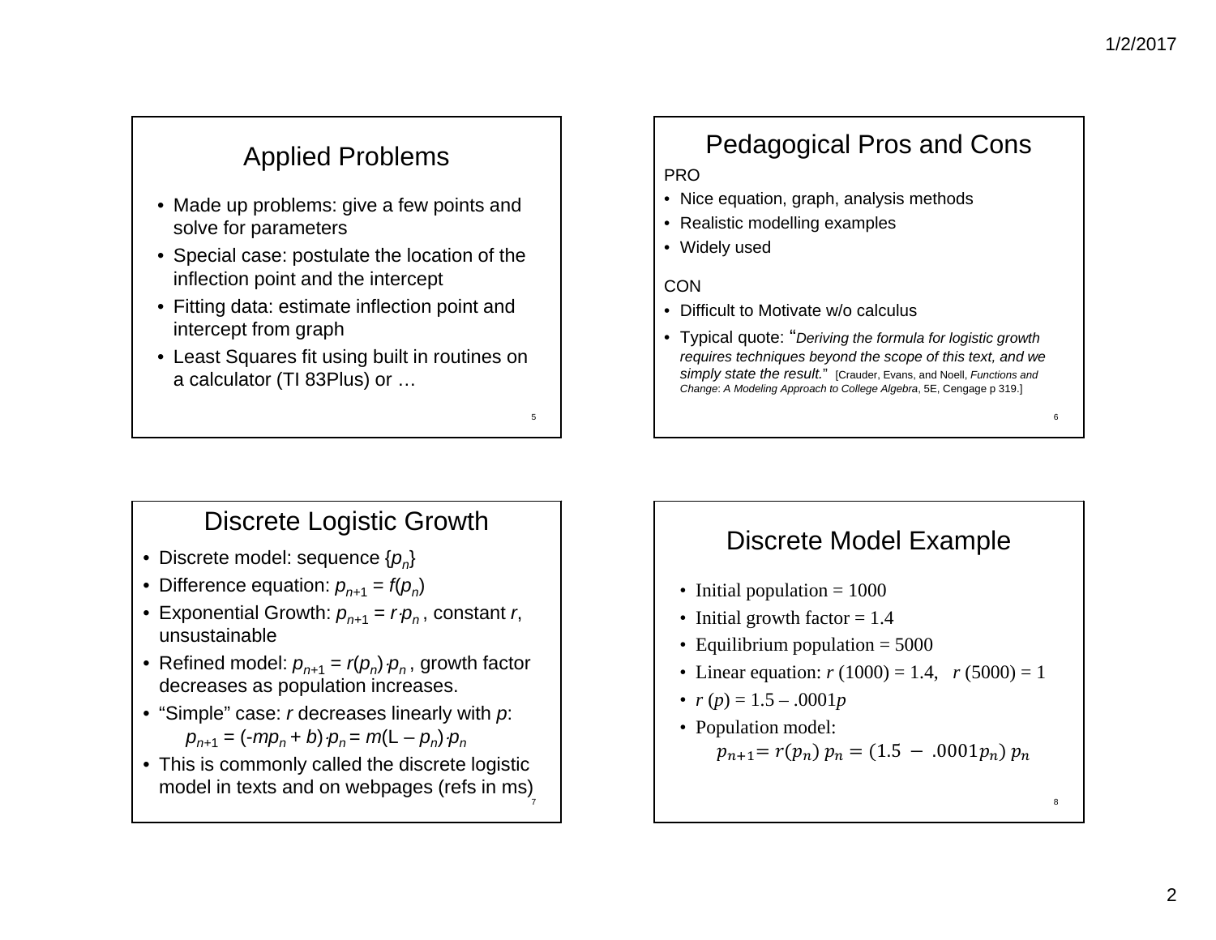## Applied Problems

- Made up problems: give a few points and solve for parameters
- Special case: postulate the location of the inflection point and the intercept
- Fitting data: estimate inflection point and intercept from graph
- Least Squares fit using built in routines on a calculator (TI 83Plus) or …

## Pedagogical Pros and Cons

PRO

- Nice equation, graph, analysis methods
- Realistic modelling examples
- Widely used

CON

- Difficult to Motivate w/o calculus
- Typical quote: "*Deriving the formula for logistic growth requires techniques beyond the scope of this text, and we simply state the result.*" [Crauder, Evans, and Noell, *Functions and Change: A Modeling Approach to College Algebra*, 5E, Cengage p 319.]

## Discrete Logistic Growth

- Discrete model: sequence $\{p_n\}$
- Difference equation: $p_{n+1} = f(p_n)$
- Exponential Growth: $p_{n+1} = r \cdot p_n$ , constant $r$, unsustainable
- Refined model: $p_{n+1} = r(p_n) \cdot p_n$ , growth factor decreases as population increases.
- "Simple" case: $r$ decreases linearly with $p$:
  $p_{n+1} = (-mp_n + b) \cdot p_n = m(L - p_n) \cdot p_n$
- This is commonly called the discrete logistic model in texts and on webpages (refs in ms)

## Discrete Model Example

- Initial population = 1000
- Initial growth factor = 1.4
- Equilibrium population = 5000
- Linear equation: $r\,(1000) = 1.4, \quad r\,(5000) = 1$
- $r\,(p) = 1.5 - .0001p$
- Population model:
  $p_{n+1} = r(p_n)\, p_n = (1.5\, - \,.0001p_n)\, p_n$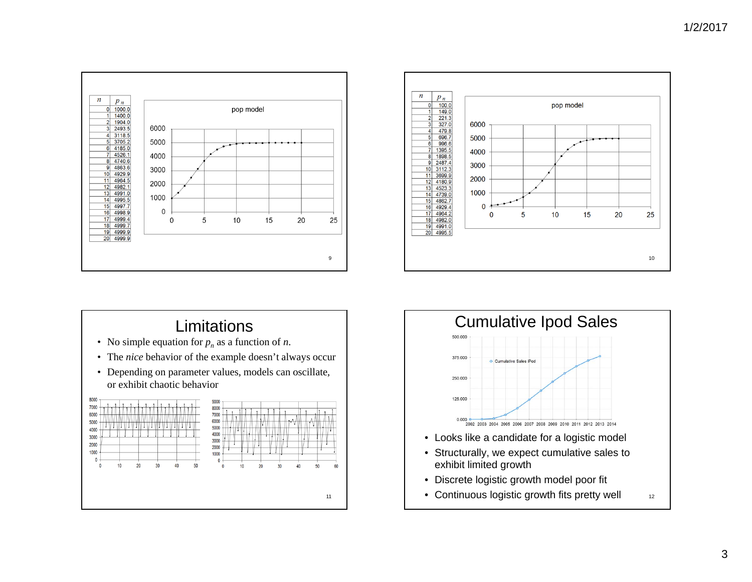| $n$ | $p_n$ |
|---|---|
| 0 | 1000.0 |
| 1 | 1400.0 |
| 2 | 1904.0 |
| 3 | 2493.5 |
| 4 | 3118.5 |
| 5 | 3705.2 |
| 6 | 4185.0 |
| 7 | 4526.1 |
| 8 | 4740.6 |
| 9 | 4863.6 |
| 10 | 4929.9 |
| 11 | 4964.5 |
| 12 | 4982.1 |
| 13 | 4991.0 |
| 14 | 4995.5 |
| 15 | 4997.7 |
| 16 | 4998.9 |
| 17 | 4999.4 |
| 18 | 4999.7 |
| 19 | 4999.9 |
| 20 | 4999.9 |

pop model

| $n$ | $p_n$ |
|---|---|
| 0 | 100.0 |
| 1 | 149.0 |
| 2 | 221.3 |
| 3 | 327.0 |
| 4 | 479.8 |
| 5 | 696.7 |
| 6 | 996.6 |
| 7 | 1395.5 |
| 8 | 1898.5 |
| 9 | 2487.4 |
| 10 | 3112.3 |
| 11 | 3699.9 |
| 12 | 4180.9 |
| 13 | 4523.3 |
| 14 | 4739.0 |
| 15 | 4862.7 |
| 16 | 4929.4 |
| 17 | 4964.2 |
| 18 | 4982.0 |
| 19 | 4991.0 |
| 20 | 4995.5 |

pop model

# Limitations

- No simple equation for $p_n$ as a function of $n$.
- The *nice* behavior of the example doesn't always occur
- Depending on parameter values, models can oscillate, or exhibit chaotic behavior

# Cumulative Ipod Sales

Cumulative Sales iPod

- Looks like a candidate for a logistic model
- Structurally, we expect cumulative sales to exhibit limited growth
- Discrete logistic growth model poor fit
- Continuous logistic growth fits pretty well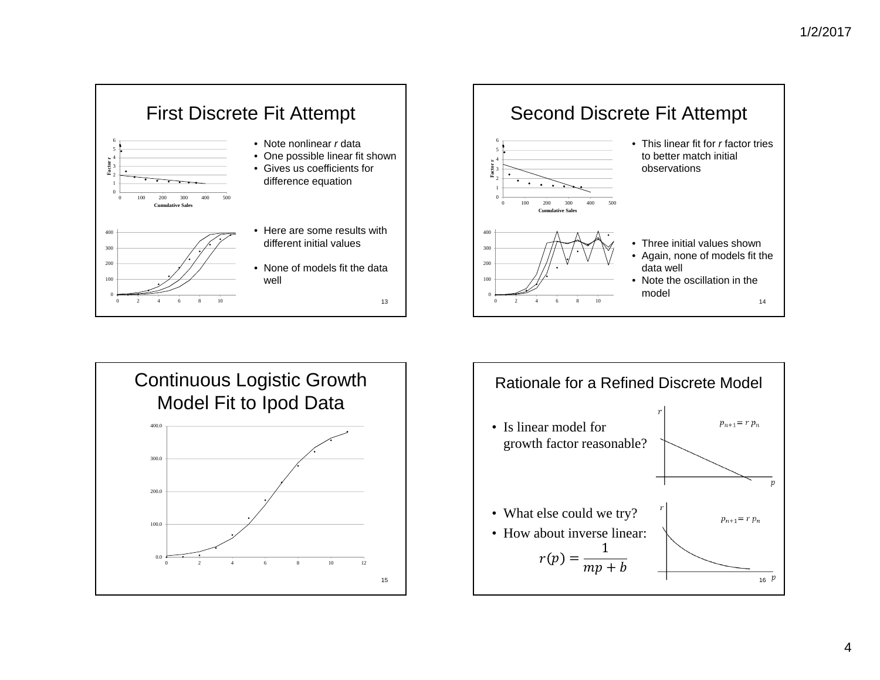## First Discrete Fit Attempt

- Note nonlinear *r* data
- One possible linear fit shown
- Gives us coefficients for difference equation

- Here are some results with different initial values

- None of models fit the data well

## Second Discrete Fit Attempt

- This linear fit for *r* factor tries to better match initial observations

- Three initial values shown
- Again, none of models fit the data well
- Note the oscillation in the model

## Continuous Logistic Growth Model Fit to Ipod Data

## Rationale for a Refined Discrete Model

- Is linear model for growth factor reasonable?

$p_{n+1} = r\, p_n$

- What else could we try?
- How about inverse linear:

$$r(p) = \frac{1}{mp + b}$$

$p_{n+1} = r\, p_n$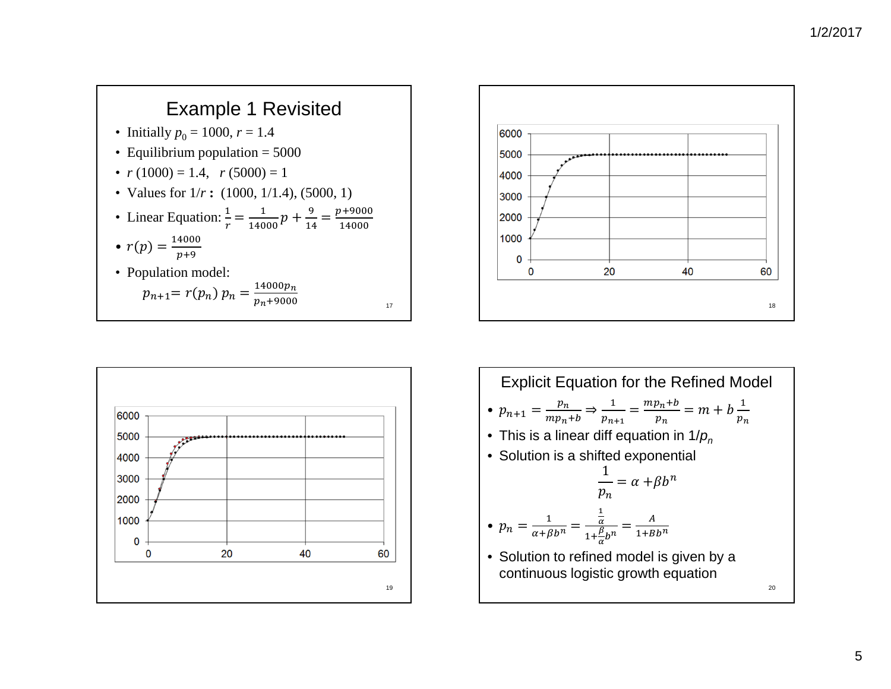## Example 1 Revisited

- Initially $p_0 = 1000$, $r = 1.4$
- Equilibrium population = 5000
- $r(1000) = 1.4$, $r(5000) = 1$
- Values for $1/r$ **:** (1000, 1/1.4), (5000, 1)
- Linear Equation: $\frac{1}{r} = \frac{1}{14000}p + \frac{9}{14} = \frac{p+9000}{14000}$
- $r(p) = \frac{14000}{p+9}$
- Population model:

$$p_{n+1} = r(p_n)\, p_n = \frac{14000 p_n}{p_n + 9000}$$

## Explicit Equation for the Refined Model

- $p_{n+1} = \frac{p_n}{m p_n + b} \Rightarrow \frac{1}{p_{n+1}} = \frac{m p_n + b}{p_n} = m + b\frac{1}{p_n}$
- This is a linear diff equation in $1/p_n$
- Solution is a shifted exponential

$$\frac{1}{p_n} = \alpha + \beta b^n$$

- $p_n = \frac{1}{\alpha + \beta b^n} = \frac{\frac{1}{\alpha}}{1 + \frac{\beta}{\alpha} b^n} = \frac{A}{1 + B b^n}$
- Solution to refined model is given by a continuous logistic growth equation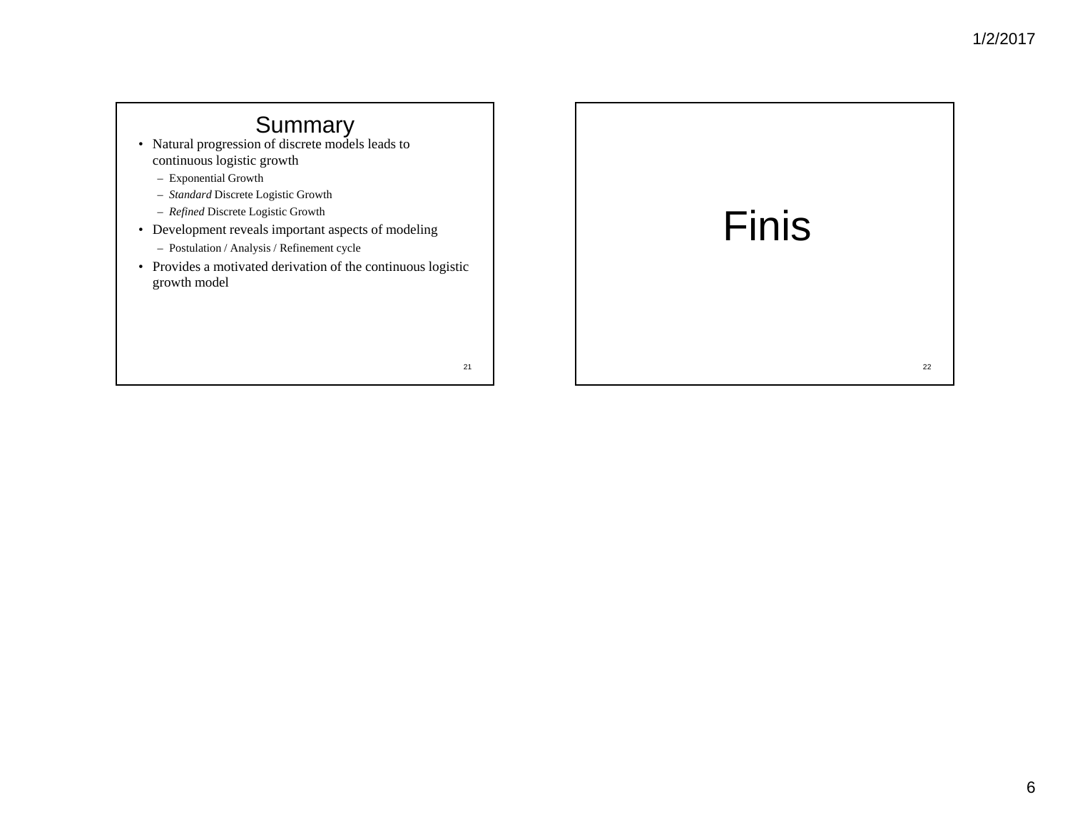## Summary

- Natural progression of discrete models leads to continuous logistic growth
  - Exponential Growth
  - *Standard* Discrete Logistic Growth
  - *Refined* Discrete Logistic Growth
- Development reveals important aspects of modeling
  - Postulation / Analysis / Refinement cycle
- Provides a motivated derivation of the continuous logistic growth model

# Finis